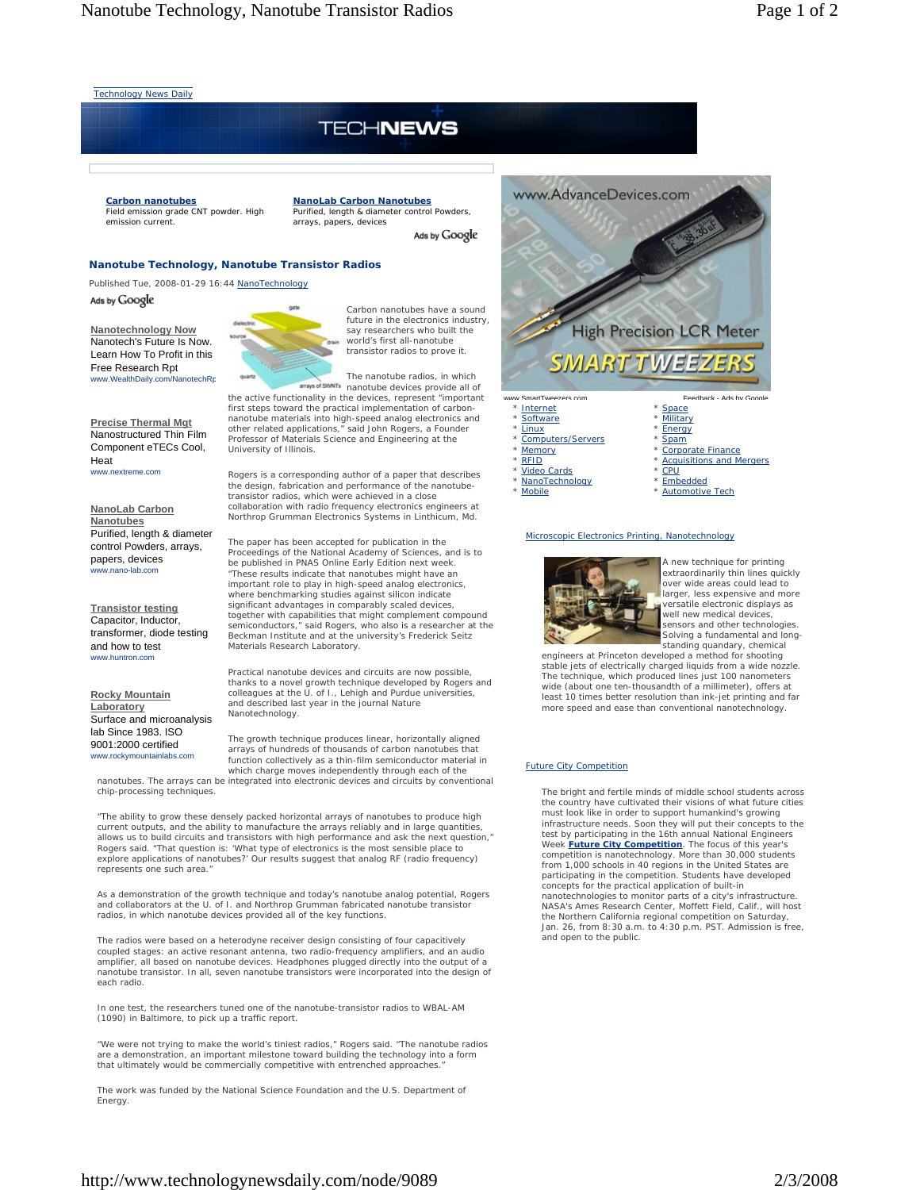Technology News Daily

TECHNEWS

**Carbon nanotubes**
Field emission grade CNT powder. High emission current.

**NanoLab Carbon Nanotubes**
Purified, length & diameter control Powders, arrays, papers, devices

Ads by Google

## Nanotube Technology, Nanotube Transistor Radios

Published Tue, 2008-01-29 16:44 NanoTechnology

Ads by Google

**Nanotechnology Now**
Nanotech's Future Is Now. Learn How To Profit in this Free Research Rpt
www.WealthDaily.com/NanotechRp

**Precise Thermal Mgt**
Nanostructured Thin Film Component eTECs Cool, Heat
www.nextreme.com

**NanoLab Carbon Nanotubes**
Purified, length & diameter control Powders, arrays, papers, devices
www.nano-lab.com

**Transistor testing**
Capacitor, Inductor, transformer, diode testing and how to test
www.huntron.com

**Rocky Mountain Laboratory**
Surface and microanalysis lab Since 1983. ISO 9001:2000 certified
www.rockymountainlabs.com

gate, dielectric, source, drain, quartz, arrays of SWNTs

Carbon nanotubes have a sound future in the electronics industry, say researchers who built the world's first all-nanotube transistor radios to prove it.

The nanotube radios, in which nanotube devices provide all of the active functionality in the devices, represent "important first steps toward the practical implementation of carbon-nanotube materials into high-speed analog electronics and other related applications," said John Rogers, a Founder Professor of Materials Science and Engineering at the University of Illinois.

Rogers is a corresponding author of a paper that describes the design, fabrication and performance of the nanotube-transistor radios, which were achieved in a close collaboration with radio frequency electronics engineers at Northrop Grumman Electronics Systems in Linthicum, Md.

The paper has been accepted for publication in the Proceedings of the National Academy of Sciences, and is to be published in PNAS Online Early Edition next week. "These results indicate that nanotubes might have an important role to play in high-speed analog electronics, where benchmarking studies against silicon indicate significant advantages in comparably scaled devices, together with capabilities that might complement compound semiconductors," said Rogers, who also is a researcher at the Beckman Institute and at the university's Frederick Seitz Materials Research Laboratory.

Practical nanotube devices and circuits are now possible, thanks to a novel growth technique developed by Rogers and colleagues at the U. of I., Lehigh and Purdue universities, and described last year in the journal Nature Nanotechnology.

The growth technique produces linear, horizontally aligned arrays of hundreds of thousands of carbon nanotubes that function collectively as a thin-film semiconductor material in which charge moves independently through each of the nanotubes. The arrays can be integrated into electronic devices and circuits by conventional chip-processing techniques.

"The ability to grow these densely packed horizontal arrays of nanotubes to produce high current outputs, and the ability to manufacture the arrays reliably and in large quantities, allows us to build circuits and transistors with high performance and ask the next question," Rogers said. "That question is: 'What type of electronics is the most sensible place to explore applications of nanotubes?' Our results suggest that analog RF (radio frequency) represents one such area."

As a demonstration of the growth technique and today's nanotube analog potential, Rogers and collaborators at the U. of I. and Northrop Grumman fabricated nanotube transistor radios, in which nanotube devices provided all of the key functions.

The radios were based on a heterodyne receiver design consisting of four capacitively coupled stages: an active resonant antenna, two radio-frequency amplifiers, and an audio amplifier, all based on nanotube devices. Headphones plugged directly into the output of a nanotube transistor. In all, seven nanotube transistors were incorporated into the design of each radio.

In one test, the researchers tuned one of the nanotube-transistor radios to WBAL-AM (1090) in Baltimore, to pick up a traffic report.

"We were not trying to make the world's tiniest radios," Rogers said. "The nanotube radios are a demonstration, an important milestone toward building the technology into a form that ultimately would be commercially competitive with entrenched approaches."

The work was funded by the National Science Foundation and the U.S. Department of Energy.

www.AdvanceDevices.com
High Precision LCR Meter
SMART TWEEZERS
www.SmartTweezers.com
Feedback - Ads by Google

* Internet
* Software
* Linux
* Computers/Servers
* Memory
* RFID
* Video Cards
* NanoTechnology
* Mobile
* Space
* Military
* Energy
* Spam
* Corporate Finance
* Acquisitions and Mergers
* CPU
* Embedded
* Automotive Tech

### Microscopic Electronics Printing, Nanotechnology

A new technique for printing extraordinarily thin lines quickly over wide areas could lead to larger, less expensive and more versatile electronic displays as well new medical devices, sensors and other technologies. Solving a fundamental and long-standing quandary, chemical engineers at Princeton developed a method for shooting stable jets of electrically charged liquids from a wide nozzle. The technique, which produced lines just 100 nanometers wide (about one ten-thousandth of a millimeter), offers at least 10 times better resolution than ink-jet printing and far more speed and ease than conventional nanotechnology.

### Future City Competition

The bright and fertile minds of middle school students across the country have cultivated their visions of what future cities must look like in order to support humankind's growing infrastructure needs. Soon they will put their concepts to the test by participating in the 16th annual National Engineers Week **Future City Competition**. The focus of this year's competition is nanotechnology. More than 30,000 students from 1,000 schools in 40 regions in the United States are participating in the competition. Students have developed concepts for the practical application of built-in nanotechnologies to monitor parts of a city's infrastructure. NASA's Ames Research Center, Moffett Field, Calif., will host the Northern California regional competition on Saturday, Jan. 26, from 8:30 a.m. to 4:30 p.m. PST. Admission is free, and open to the public.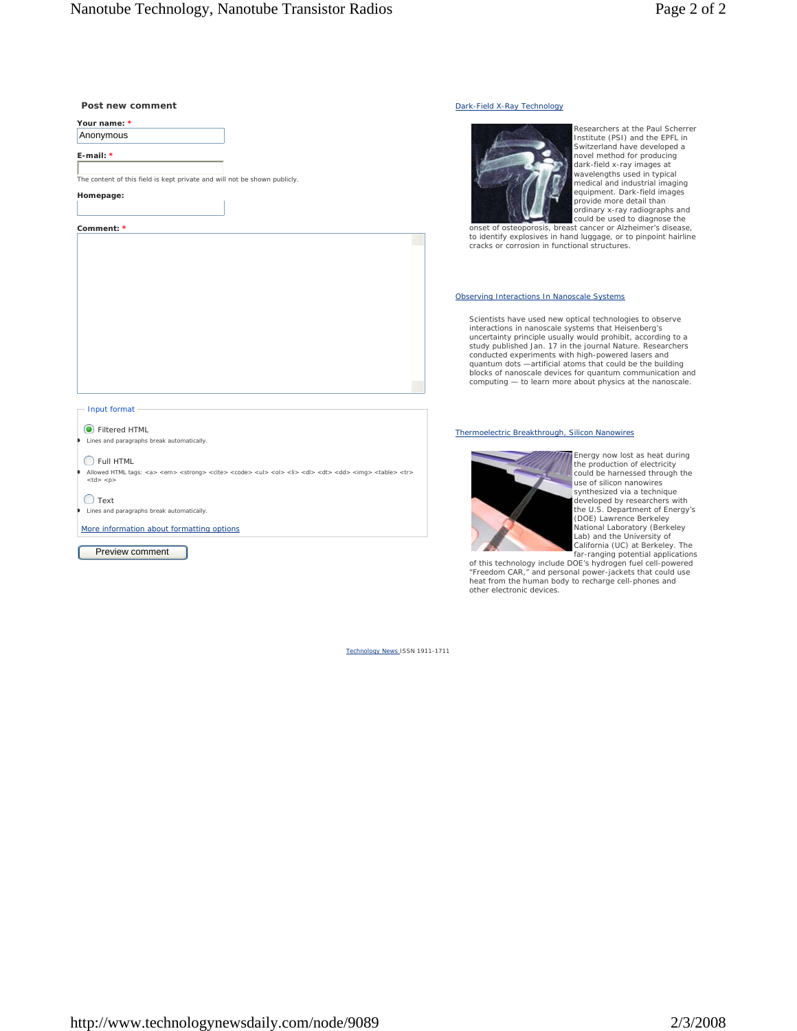**Post new comment**

**Your name:** *

Anonymous

**E-mail:** *

The content of this field is kept private and will not be shown publicly.

**Homepage:**

**Comment:** *

Input format

- Filtered HTML
  - Lines and paragraphs break automatically.
- Full HTML
  - Allowed HTML tags: <a> <em> <strong> <cite> <code> <ul> <ol> <li> <dl> <dt> <dd> <img> <table> <tr> <td> <p>
- Text
  - Lines and paragraphs break automatically.

More information about formatting options

Preview comment

Dark-Field X-Ray Technology

Researchers at the Paul Scherrer Institute (PSI) and the EPFL in Switzerland have developed a novel method for producing dark-field x-ray images at wavelengths used in typical medical and industrial imaging equipment. Dark-field images provide more detail than ordinary x-ray radiographs and could be used to diagnose the onset of osteoporosis, breast cancer or Alzheimer's disease, to identify explosives in hand luggage, or to pinpoint hairline cracks or corrosion in functional structures.

Observing Interactions In Nanoscale Systems

Scientists have used new optical technologies to observe interactions in nanoscale systems that Heisenberg's uncertainty principle usually would prohibit, according to a study published Jan. 17 in the journal Nature. Researchers conducted experiments with high-powered lasers and quantum dots —artificial atoms that could be the building blocks of nanoscale devices for quantum communication and computing — to learn more about physics at the nanoscale.

Thermoelectric Breakthrough, Silicon Nanowires

Energy now lost as heat during the production of electricity could be harnessed through the use of silicon nanowires synthesized via a technique developed by researchers with the U.S. Department of Energy's (DOE) Lawrence Berkeley National Laboratory (Berkeley Lab) and the University of California (UC) at Berkeley. The far-ranging potential applications of this technology include DOE's hydrogen fuel cell-powered "Freedom CAR," and personal power-jackets that could use heat from the human body to recharge cell-phones and other electronic devices.

Technology News ISSN 1911-1711